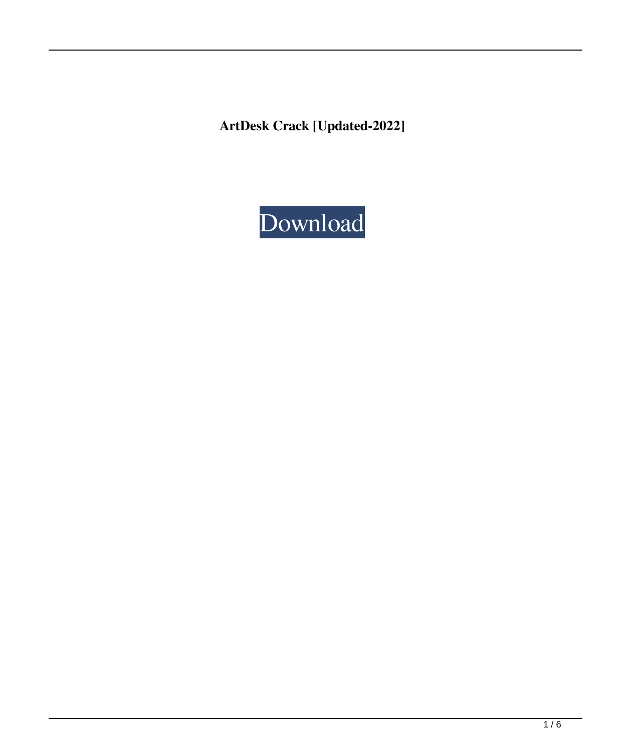**ArtDesk Crack [Updated-2022]**

Download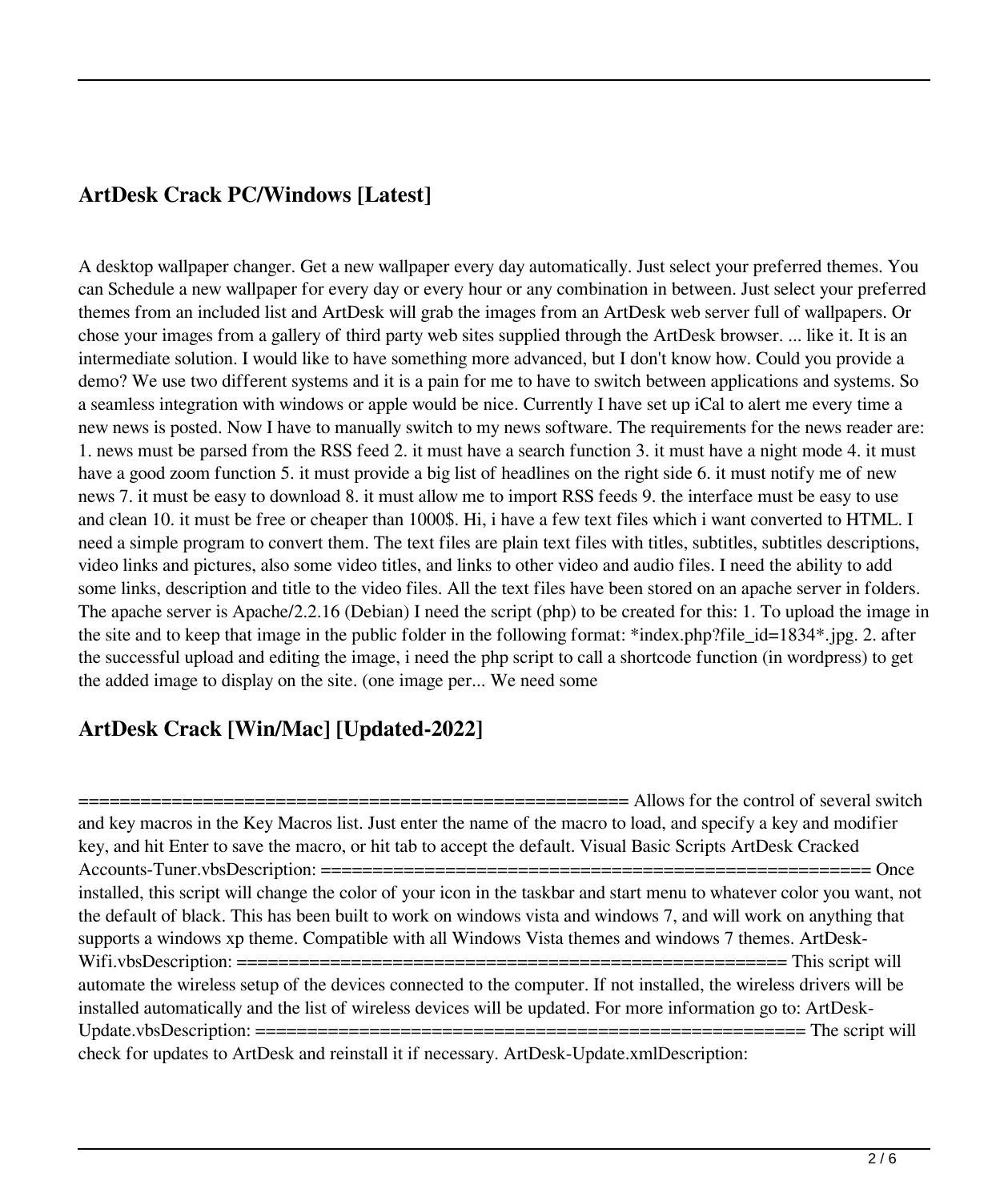## ArtDesk Crack PC/Windows [Latest]

A desktop wallpaper changer. Get a new wallpaper every day automatically. Just select your preferred themes. You can Schedule a new wallpaper for every day or every hour or any combination in between. Just select your preferred themes from an included list and ArtDesk will grab the images from an ArtDesk web server full of wallpapers. Or chose your images from a gallery of third party web sites supplied through the ArtDesk browser. ... like it. It is an intermediate solution. I would like to have something more advanced, but I don't know how. Could you provide a demo? We use two different systems and it is a pain for me to have to switch between applications and systems. So a seamless integration with windows or apple would be nice. Currently I have set up iCal to alert me every time a new news is posted. Now I have to manually switch to my news software. The requirements for the news reader are: 1. news must be parsed from the RSS feed 2. it must have a search function 3. it must have a night mode 4. it must have a good zoom function 5. it must provide a big list of headlines on the right side 6. it must notify me of new news 7. it must be easy to download 8. it must allow me to import RSS feeds 9. the interface must be easy to use and clean 10. it must be free or cheaper than 1000$. Hi, i have a few text files which i want converted to HTML. I need a simple program to convert them. The text files are plain text files with titles, subtitles, subtitles descriptions, video links and pictures, also some video titles, and links to other video and audio files. I need the ability to add some links, description and title to the video files. All the text files have been stored on an apache server in folders. The apache server is Apache/2.2.16 (Debian) I need the script (php) to be created for this: 1. To upload the image in the site and to keep that image in the public folder in the following format: *index.php?file_id=1834*.jpg. 2. after the successful upload and editing the image, i need the php script to call a shortcode function (in wordpress) to get the added image to display on the site. (one image per... We need some

## ArtDesk Crack [Win/Mac] [Updated-2022]

====================================================== Allows for the control of several switch and key macros in the Key Macros list. Just enter the name of the macro to load, and specify a key and modifier key, and hit Enter to save the macro, or hit tab to accept the default. Visual Basic Scripts ArtDesk Cracked Accounts-Tuner.vbsDescription: ====================================================== Once installed, this script will change the color of your icon in the taskbar and start menu to whatever color you want, not the default of black. This has been built to work on windows vista and windows 7, and will work on anything that supports a windows xp theme. Compatible with all Windows Vista themes and windows 7 themes. ArtDesk-Wifi.vbsDescription: ====================================================== This script will automate the wireless setup of the devices connected to the computer. If not installed, the wireless drivers will be installed automatically and the list of wireless devices will be updated. For more information go to: ArtDesk-Update.vbsDescription: ====================================================== The script will check for updates to ArtDesk and reinstall it if necessary. ArtDesk-Update.xmlDescription: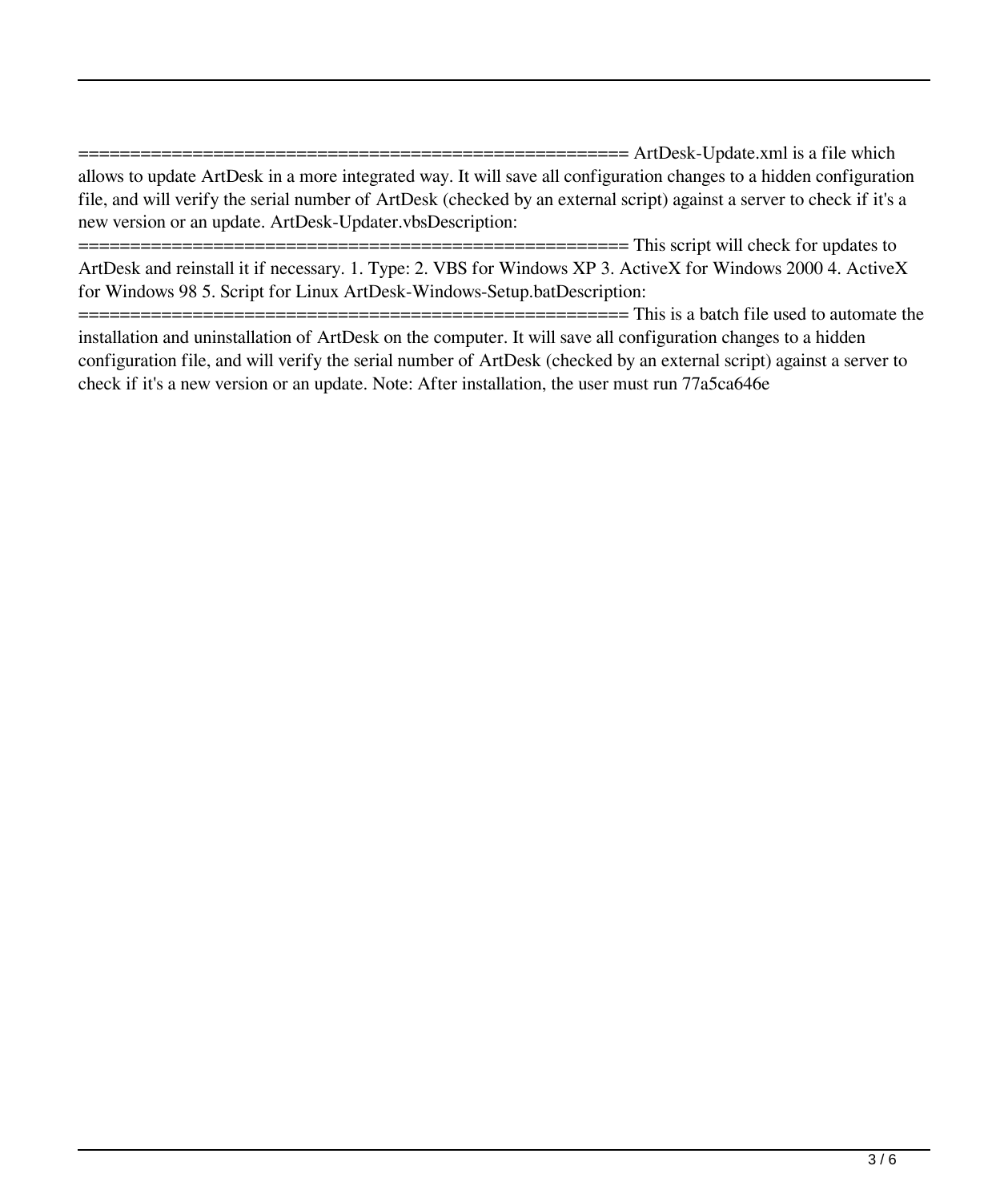======================================================= ArtDesk-Update.xml is a file which allows to update ArtDesk in a more integrated way. It will save all configuration changes to a hidden configuration file, and will verify the serial number of ArtDesk (checked by an external script) against a server to check if it's a new version or an update. ArtDesk-Updater.vbsDescription: ======================================================= This script will check for updates to ArtDesk and reinstall it if necessary. 1. Type: 2. VBS for Windows XP 3. ActiveX for Windows 2000 4. ActiveX for Windows 98 5. Script for Linux ArtDesk-Windows-Setup.batDescription: ======================================================= This is a batch file used to automate the installation and uninstallation of ArtDesk on the computer. It will save all configuration changes to a hidden configuration file, and will verify the serial number of ArtDesk (checked by an external script) against a server to check if it's a new version or an update. Note: After installation, the user must run 77a5ca646e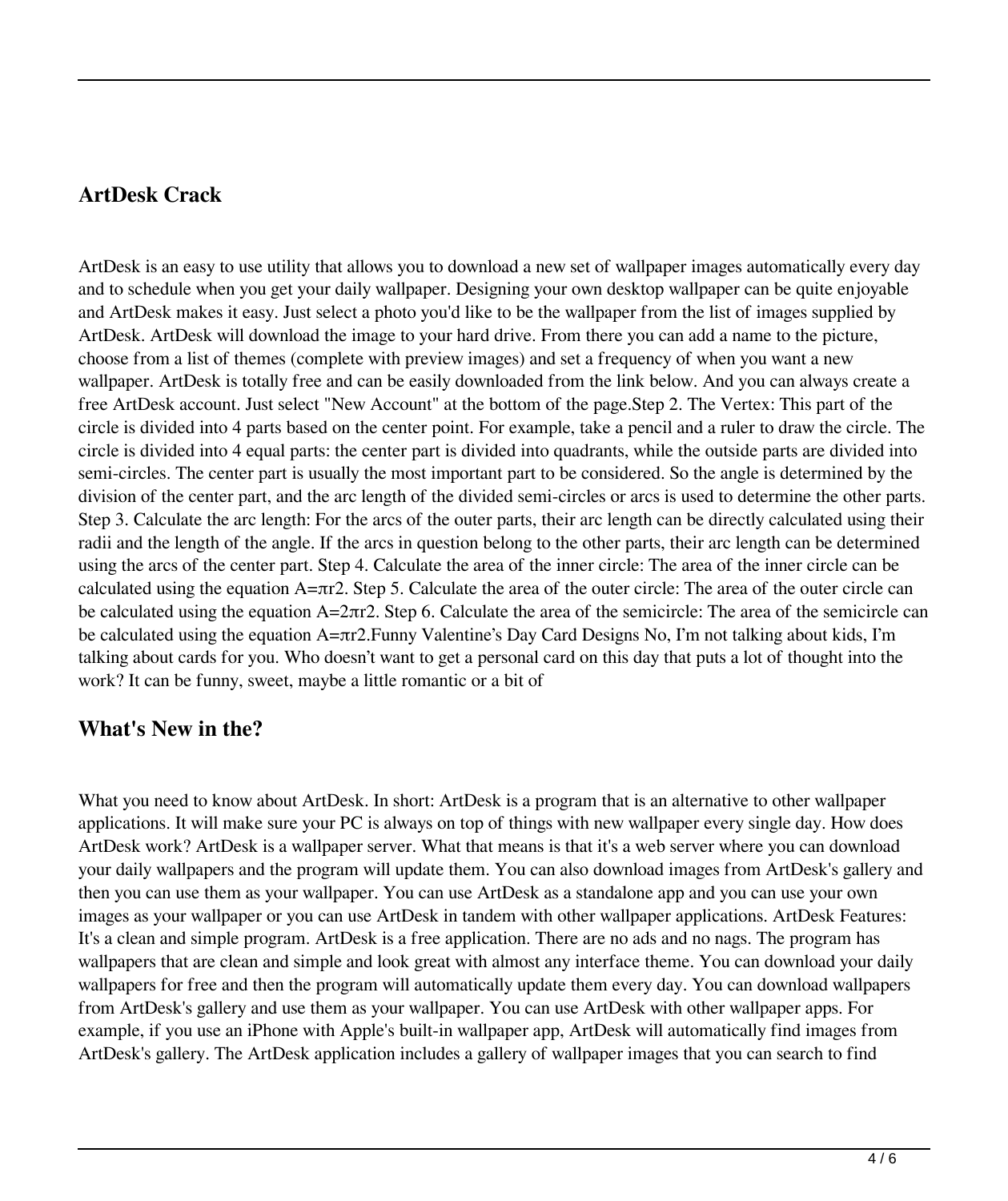## ArtDesk Crack

ArtDesk is an easy to use utility that allows you to download a new set of wallpaper images automatically every day and to schedule when you get your daily wallpaper. Designing your own desktop wallpaper can be quite enjoyable and ArtDesk makes it easy. Just select a photo you'd like to be the wallpaper from the list of images supplied by ArtDesk. ArtDesk will download the image to your hard drive. From there you can add a name to the picture, choose from a list of themes (complete with preview images) and set a frequency of when you want a new wallpaper. ArtDesk is totally free and can be easily downloaded from the link below. And you can always create a free ArtDesk account. Just select "New Account" at the bottom of the page.Step 2. The Vertex: This part of the circle is divided into 4 parts based on the center point. For example, take a pencil and a ruler to draw the circle. The circle is divided into 4 equal parts: the center part is divided into quadrants, while the outside parts are divided into semi-circles. The center part is usually the most important part to be considered. So the angle is determined by the division of the center part, and the arc length of the divided semi-circles or arcs is used to determine the other parts. Step 3. Calculate the arc length: For the arcs of the outer parts, their arc length can be directly calculated using their radii and the length of the angle. If the arcs in question belong to the other parts, their arc length can be determined using the arcs of the center part. Step 4. Calculate the area of the inner circle: The area of the inner circle can be calculated using the equation $A=\pi r2$. Step 5. Calculate the area of the outer circle: The area of the outer circle can be calculated using the equation $A=2\pi r2$. Step 6. Calculate the area of the semicircle: The area of the semicircle can be calculated using the equation $A=\pi r2$.Funny Valentine's Day Card Designs No, I'm not talking about kids, I'm talking about cards for you. Who doesn't want to get a personal card on this day that puts a lot of thought into the work? It can be funny, sweet, maybe a little romantic or a bit of

## What's New in the?

What you need to know about ArtDesk. In short: ArtDesk is a program that is an alternative to other wallpaper applications. It will make sure your PC is always on top of things with new wallpaper every single day. How does ArtDesk work? ArtDesk is a wallpaper server. What that means is that it's a web server where you can download your daily wallpapers and the program will update them. You can also download images from ArtDesk's gallery and then you can use them as your wallpaper. You can use ArtDesk as a standalone app and you can use your own images as your wallpaper or you can use ArtDesk in tandem with other wallpaper applications. ArtDesk Features: It's a clean and simple program. ArtDesk is a free application. There are no ads and no nags. The program has wallpapers that are clean and simple and look great with almost any interface theme. You can download your daily wallpapers for free and then the program will automatically update them every day. You can download wallpapers from ArtDesk's gallery and use them as your wallpaper. You can use ArtDesk with other wallpaper apps. For example, if you use an iPhone with Apple's built-in wallpaper app, ArtDesk will automatically find images from ArtDesk's gallery. The ArtDesk application includes a gallery of wallpaper images that you can search to find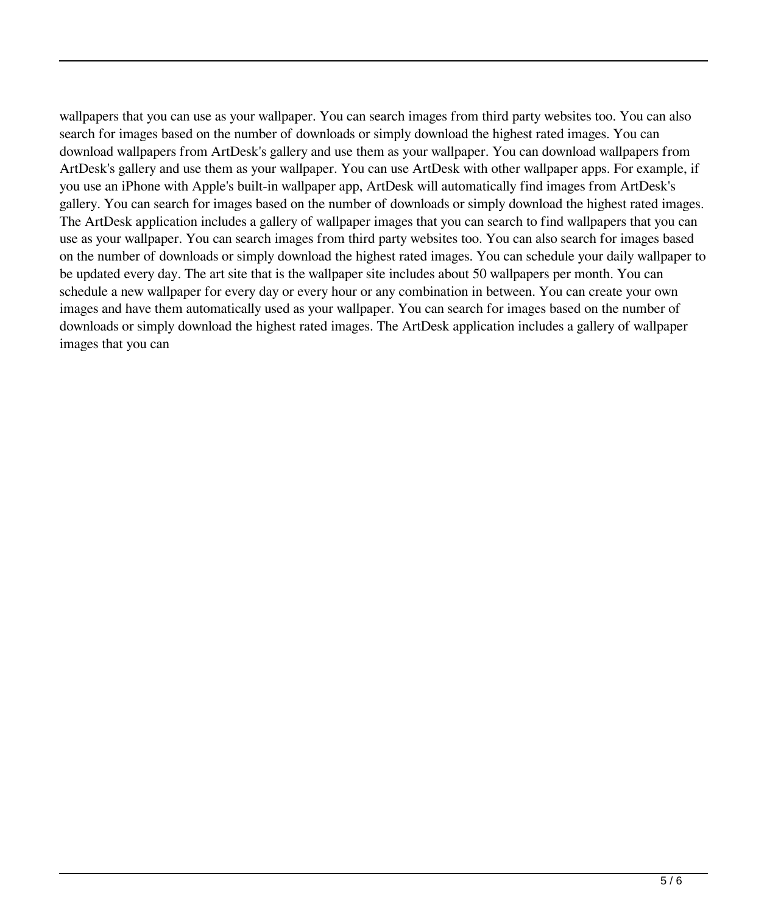wallpapers that you can use as your wallpaper. You can search images from third party websites too. You can also search for images based on the number of downloads or simply download the highest rated images. You can download wallpapers from ArtDesk's gallery and use them as your wallpaper. You can download wallpapers from ArtDesk's gallery and use them as your wallpaper. You can use ArtDesk with other wallpaper apps. For example, if you use an iPhone with Apple's built-in wallpaper app, ArtDesk will automatically find images from ArtDesk's gallery. You can search for images based on the number of downloads or simply download the highest rated images. The ArtDesk application includes a gallery of wallpaper images that you can search to find wallpapers that you can use as your wallpaper. You can search images from third party websites too. You can also search for images based on the number of downloads or simply download the highest rated images. You can schedule your daily wallpaper to be updated every day. The art site that is the wallpaper site includes about 50 wallpapers per month. You can schedule a new wallpaper for every day or every hour or any combination in between. You can create your own images and have them automatically used as your wallpaper. You can search for images based on the number of downloads or simply download the highest rated images. The ArtDesk application includes a gallery of wallpaper images that you can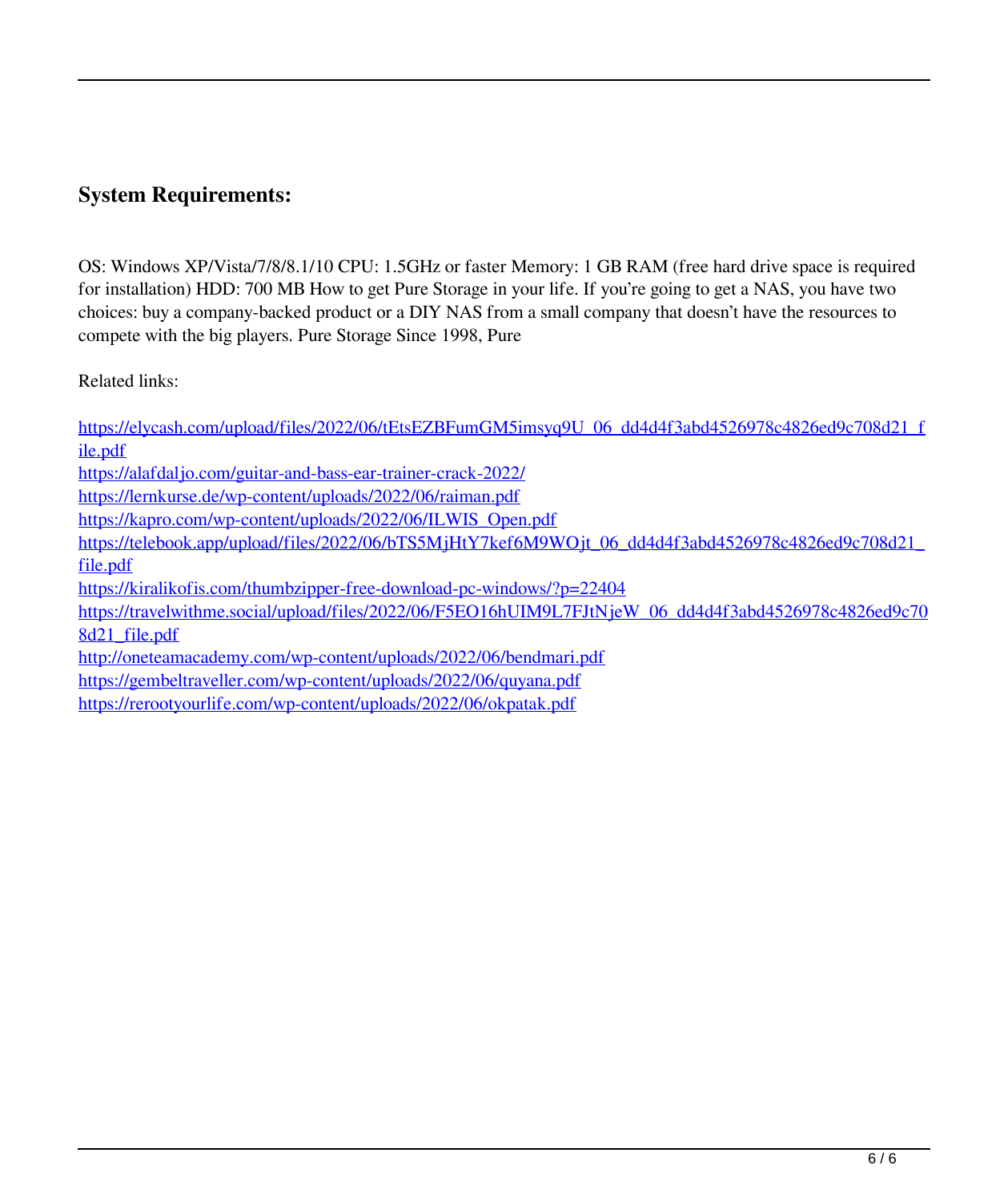## System Requirements:

OS: Windows XP/Vista/7/8/8.1/10 CPU: 1.5GHz or faster Memory: 1 GB RAM (free hard drive space is required for installation) HDD: 700 MB How to get Pure Storage in your life. If you're going to get a NAS, you have two choices: buy a company-backed product or a DIY NAS from a small company that doesn't have the resources to compete with the big players. Pure Storage Since 1998, Pure

Related links:

https://elycash.com/upload/files/2022/06/tEtsEZBFumGM5imsyq9U_06_dd4d4f3abd4526978c4826ed9c708d21_file.pdf
https://alafdaljo.com/guitar-and-bass-ear-trainer-crack-2022/
https://lernkurse.de/wp-content/uploads/2022/06/raiman.pdf
https://kapro.com/wp-content/uploads/2022/06/ILWIS_Open.pdf
https://telebook.app/upload/files/2022/06/bTS5MjHtY7kef6M9WOjt_06_dd4d4f3abd4526978c4826ed9c708d21_file.pdf
https://kiralikofis.com/thumbzipper-free-download-pc-windows/?p=22404
https://travelwithme.social/upload/files/2022/06/F5EO16hUIM9L7FJtNjeW_06_dd4d4f3abd4526978c4826ed9c708d21_file.pdf
http://oneteamacademy.com/wp-content/uploads/2022/06/bendmari.pdf
https://gembeltraveller.com/wp-content/uploads/2022/06/quyana.pdf
https://rerootyourlife.com/wp-content/uploads/2022/06/okpatak.pdf